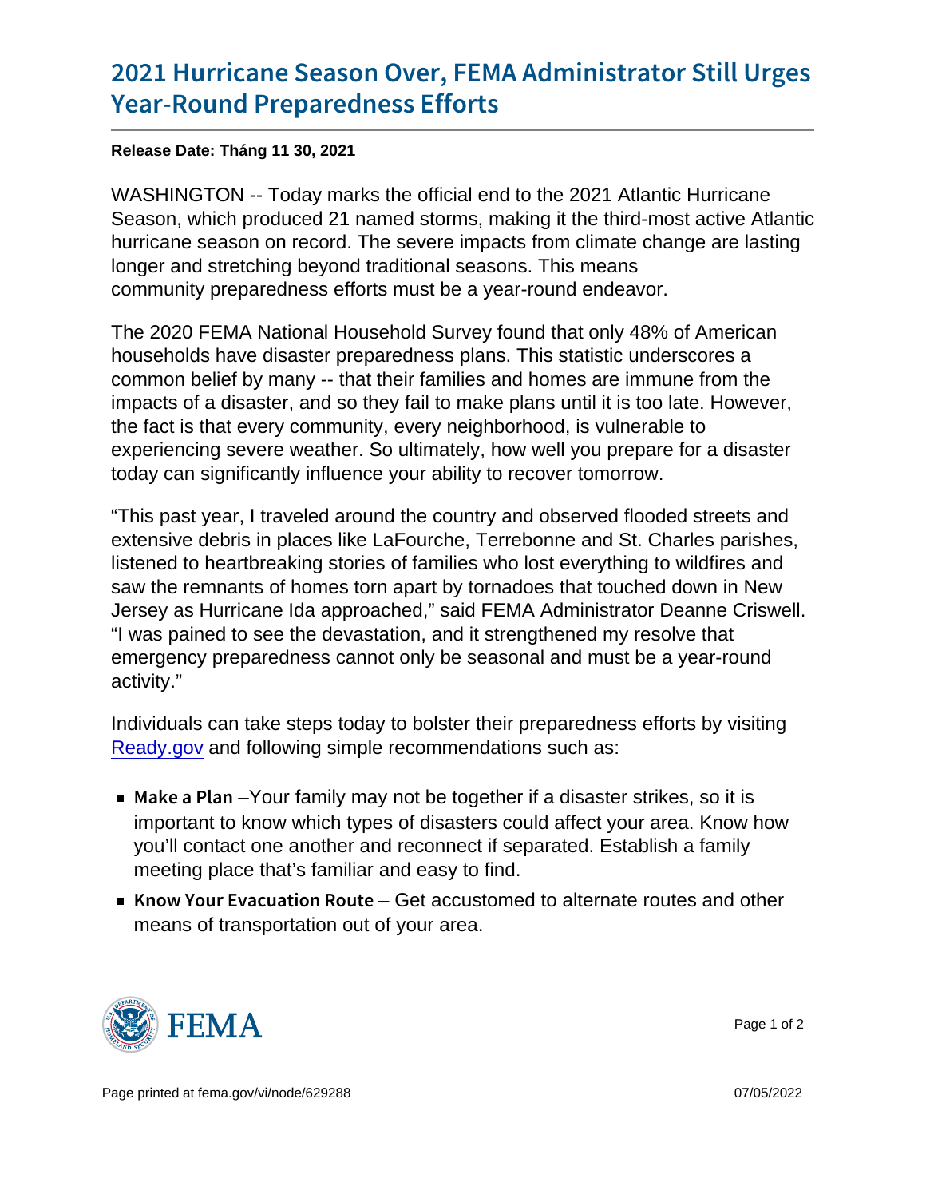# 2021 Hurricane Season Over, FEMA Administrator Still Urges Year-Round Preparedness Efforts

**Release Date: Tháng 11 30, 2021**

WASHINGTON -- Today marks the official end to the 2021 Atlantic Hurricane Season, which produced 21 named storms, making it the third-most active Atlantic hurricane season on record. The severe impacts from climate change are lasting longer and stretching beyond traditional seasons. This means community preparedness efforts must be a year-round endeavor.

The 2020 FEMA National Household Survey found that only 48% of American households have disaster preparedness plans. This statistic underscores a common belief by many -- that their families and homes are immune from the impacts of a disaster, and so they fail to make plans until it is too late. However, the fact is that every community, every neighborhood, is vulnerable to experiencing severe weather. So ultimately, how well you prepare for a disaster today can significantly influence your ability to recover tomorrow.

"This past year, I traveled around the country and observed flooded streets and extensive debris in places like LaFourche, Terrebonne and St. Charles parishes, listened to heartbreaking stories of families who lost everything to wildfires and saw the remnants of homes torn apart by tornadoes that touched down in New Jersey as Hurricane Ida approached," said FEMA Administrator Deanne Criswell. "I was pained to see the devastation, and it strengthened my resolve that emergency preparedness cannot only be seasonal and must be a year-round activity."

Individuals can take steps today to bolster their preparedness efforts by visiting Ready.gov and following simple recommendations such as:

- **Make a Plan** –Your family may not be together if a disaster strikes, so it is important to know which types of disasters could affect your area. Know how you'll contact one another and reconnect if separated. Establish a family meeting place that's familiar and easy to find.
- **Know Your Evacuation Route** – Get accustomed to alternate routes and other means of transportation out of your area.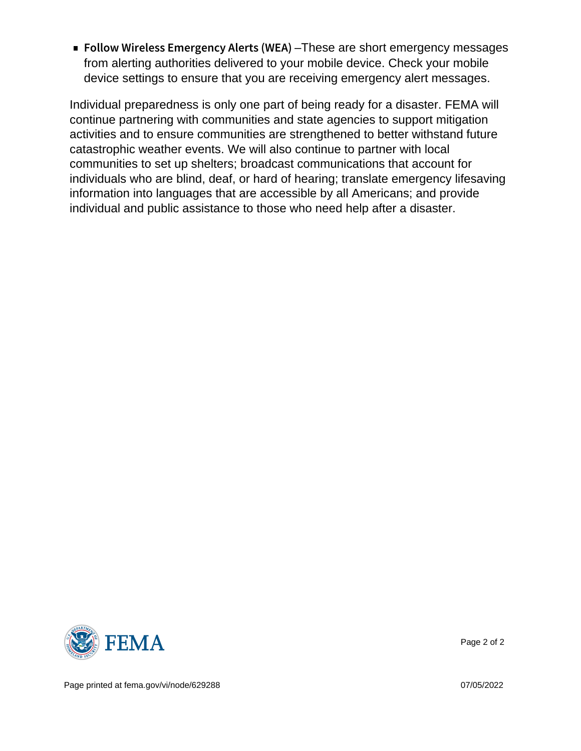- **Follow Wireless Emergency Alerts (WEA)** –These are short emergency messages from alerting authorities delivered to your mobile device. Check your mobile device settings to ensure that you are receiving emergency alert messages.

Individual preparedness is only one part of being ready for a disaster. FEMA will continue partnering with communities and state agencies to support mitigation activities and to ensure communities are strengthened to better withstand future catastrophic weather events. We will also continue to partner with local communities to set up shelters; broadcast communications that account for individuals who are blind, deaf, or hard of hearing; translate emergency lifesaving information into languages that are accessible by all Americans; and provide individual and public assistance to those who need help after a disaster.